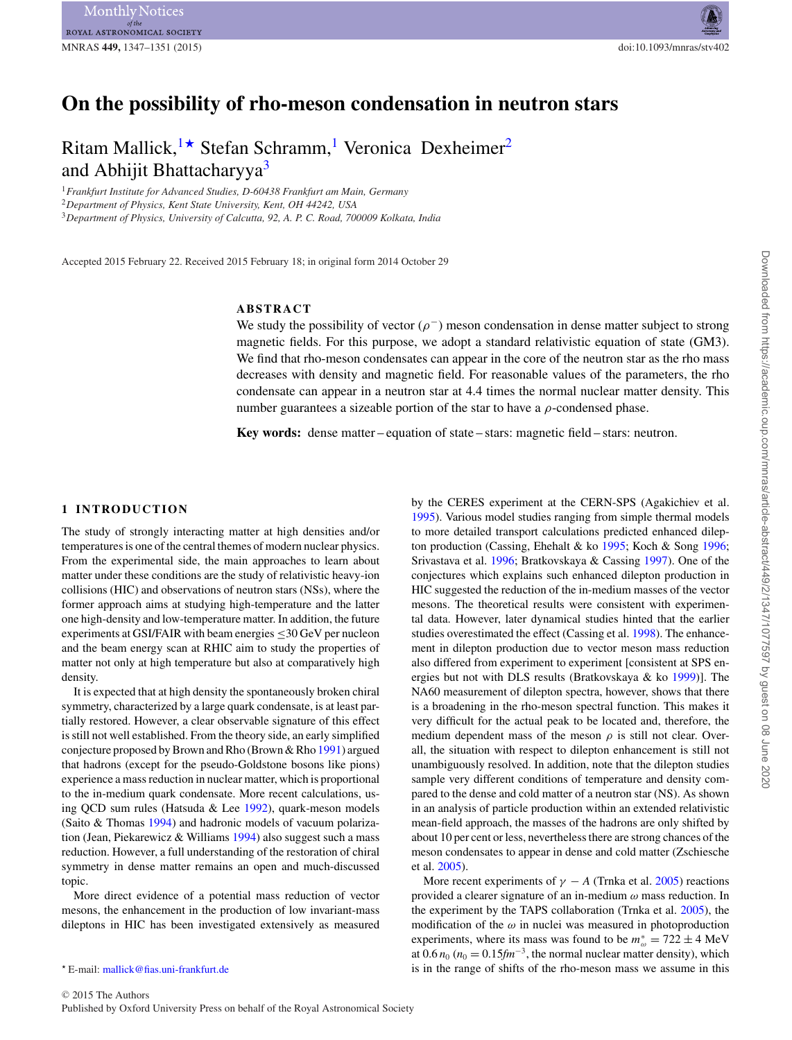# On the possibility of rho-meson condensation in neutron stars

Ritam Mallick,[1★] Stefan Schramm,[1] Veronica Dexheimer[2] and Abhijit Bhattacharyya[3]

[1] Frankfurt Institute for Advanced Studies, D-60438 Frankfurt am Main, Germany
[2] Department of Physics, Kent State University, Kent, OH 44242, USA
[3] Department of Physics, University of Calcutta, 92, A. P. C. Road, 700009 Kolkata, India

Accepted 2015 February 22. Received 2015 February 18; in original form 2014 October 29

## ABSTRACT

We study the possibility of vector ($\rho^-$) meson condensation in dense matter subject to strong magnetic fields. For this purpose, we adopt a standard relativistic equation of state (GM3). We find that rho-meson condensates can appear in the core of the neutron star as the rho mass decreases with density and magnetic field. For reasonable values of the parameters, the rho condensate can appear in a neutron star at 4.4 times the normal nuclear matter density. This number guarantees a sizeable portion of the star to have a $\rho$-condensed phase.

**Key words:** dense matter – equation of state – stars: magnetic field – stars: neutron.

## 1 INTRODUCTION

The study of strongly interacting matter at high densities and/or temperatures is one of the central themes of modern nuclear physics. From the experimental side, the main approaches to learn about matter under these conditions are the study of relativistic heavy-ion collisions (HIC) and observations of neutron stars (NSs), where the former approach aims at studying high-temperature and the latter one high-density and low-temperature matter. In addition, the future experiments at GSI/FAIR with beam energies ≤30 GeV per nucleon and the beam energy scan at RHIC aim to study the properties of matter not only at high temperature but also at comparatively high density.

It is expected that at high density the spontaneously broken chiral symmetry, characterized by a large quark condensate, is at least partially restored. However, a clear observable signature of this effect is still not well established. From the theory side, an early simplified conjecture proposed by Brown and Rho (Brown & Rho 1991) argued that hadrons (except for the pseudo-Goldstone bosons like pions) experience a mass reduction in nuclear matter, which is proportional to the in-medium quark condensate. More recent calculations, using QCD sum rules (Hatsuda & Lee 1992), quark-meson models (Saito & Thomas 1994) and hadronic models of vacuum polarization (Jean, Piekarewicz & Williams 1994) also suggest such a mass reduction. However, a full understanding of the restoration of chiral symmetry in dense matter remains an open and much-discussed topic.

More direct evidence of a potential mass reduction of vector mesons, the enhancement in the production of low invariant-mass dileptons in HIC has been investigated extensively as measured by the CERES experiment at the CERN-SPS (Agakichiev et al. 1995). Various model studies ranging from simple thermal models to more detailed transport calculations predicted enhanced dilepton production (Cassing, Ehehalt & ko 1995; Koch & Song 1996; Srivastava et al. 1996; Bratkovskaya & Cassing 1997). One of the conjectures which explains such enhanced dilepton production in HIC suggested the reduction of the in-medium masses of the vector mesons. The theoretical results were consistent with experimental data. However, later dynamical studies hinted that the earlier studies overestimated the effect (Cassing et al. 1998). The enhancement in dilepton production due to vector meson mass reduction also differed from experiment to experiment [consistent at SPS energies but not with DLS results (Bratkovskaya & ko 1999)]. The NA60 measurement of dilepton spectra, however, shows that there is a broadening in the rho-meson spectral function. This makes it very difficult for the actual peak to be located and, therefore, the medium dependent mass of the meson $\rho$ is still not clear. Overall, the situation with respect to dilepton enhancement is still not unambiguously resolved. In addition, note that the dilepton studies sample very different conditions of temperature and density compared to the dense and cold matter of a neutron star (NS). As shown in an analysis of particle production within an extended relativistic mean-field approach, the masses of the hadrons are only shifted by about 10 per cent or less, nevertheless there are strong chances of the meson condensates to appear in dense and cold matter (Zschiesche et al. 2005).

More recent experiments of $\gamma - A$ (Trnka et al. 2005) reactions provided a clearer signature of an in-medium $\omega$ mass reduction. In the experiment by the TAPS collaboration (Trnka et al. 2005), the modification of the $\omega$ in nuclei was measured in photoproduction experiments, where its mass was found to be $m^*_\omega = 722 \pm 4$ MeV at $0.6\, n_0$ ($n_0 = 0.15 fm^{-3}$, the normal nuclear matter density), which is in the range of shifts of the rho-meson mass we assume in this

★ E-mail: mallick@fias.uni-frankfurt.de

© 2015 The Authors
Published by Oxford University Press on behalf of the Royal Astronomical Society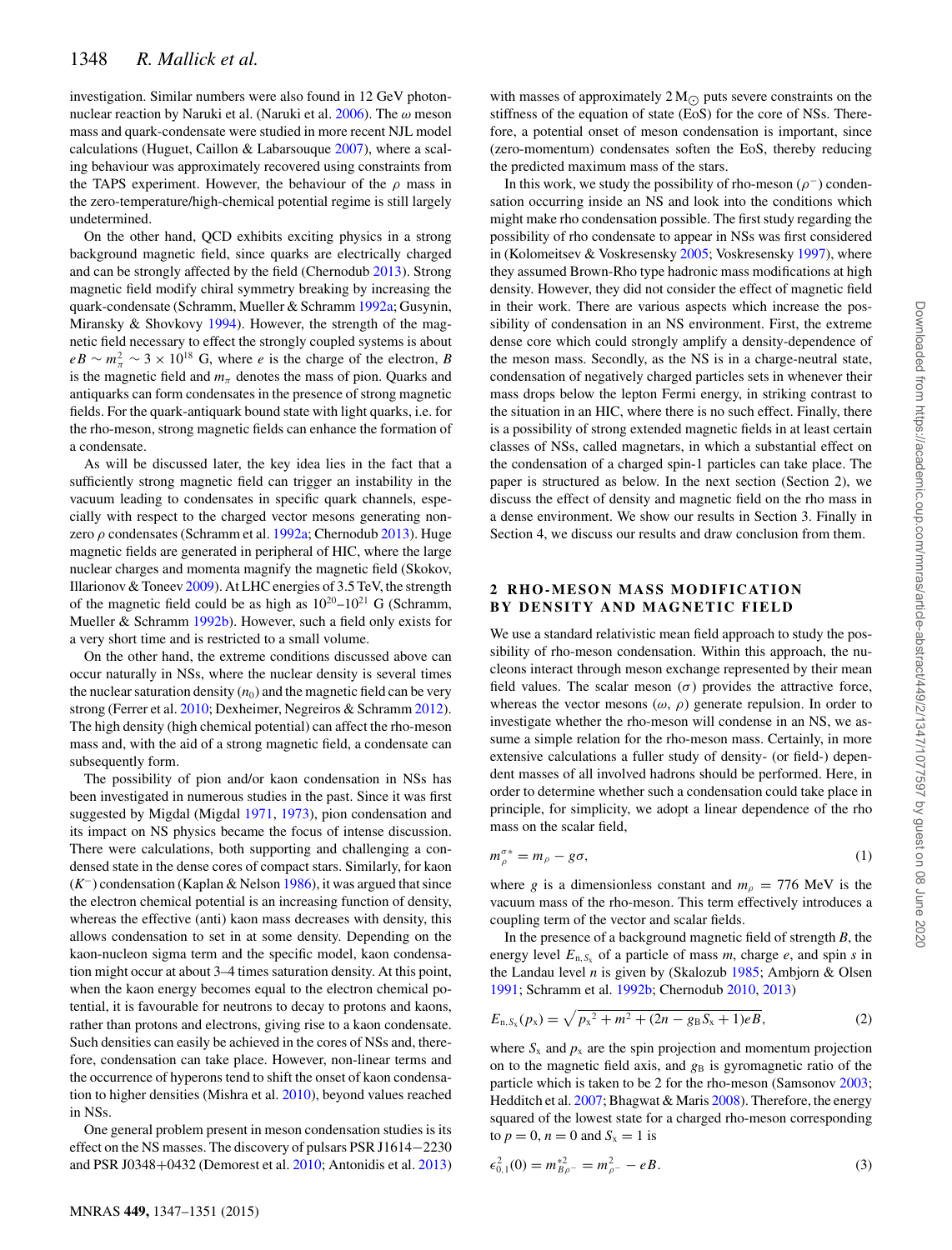investigation. Similar numbers were also found in 12 GeV photon-nuclear reaction by Naruki et al. (Naruki et al. 2006). The $\omega$ meson mass and quark-condensate were studied in more recent NJL model calculations (Huguet, Caillon & Labarsouque 2007), where a scaling behaviour was approximately recovered using constraints from the TAPS experiment. However, the behaviour of the $\rho$ mass in the zero-temperature/high-chemical potential regime is still largely undetermined.

On the other hand, QCD exhibits exciting physics in a strong background magnetic field, since quarks are electrically charged and can be strongly affected by the field (Chernodub 2013). Strong magnetic field modify chiral symmetry breaking by increasing the quark-condensate (Schramm, Mueller & Schramm 1992a; Gusynin, Miransky & Shovkovy 1994). However, the strength of the magnetic field necessary to effect the strongly coupled systems is about $eB \sim m_\pi^2 \sim 3 \times 10^{18}$ G, where $e$ is the charge of the electron, $B$ is the magnetic field and $m_\pi$ denotes the mass of pion. Quarks and antiquarks can form condensates in the presence of strong magnetic fields. For the quark-antiquark bound state with light quarks, i.e. for the rho-meson, strong magnetic fields can enhance the formation of a condensate.

As will be discussed later, the key idea lies in the fact that a sufficiently strong magnetic field can trigger an instability in the vacuum leading to condensates in specific quark channels, especially with respect to the charged vector mesons generating non-zero $\rho$ condensates (Schramm et al. 1992a; Chernodub 2013). Huge magnetic fields are generated in peripheral of HIC, where the large nuclear charges and momenta magnify the magnetic field (Skokov, Illarionov & Toneev 2009). At LHC energies of 3.5 TeV, the strength of the magnetic field could be as high as $10^{20}$–$10^{21}$ G (Schramm, Mueller & Schramm 1992b). However, such a field only exists for a very short time and is restricted to a small volume.

On the other hand, the extreme conditions discussed above can occur naturally in NSs, where the nuclear density is several times the nuclear saturation density ($n_0$) and the magnetic field can be very strong (Ferrer et al. 2010; Dexheimer, Negreiros & Schramm 2012). The high density (high chemical potential) can affect the rho-meson mass and, with the aid of a strong magnetic field, a condensate can subsequently form.

The possibility of pion and/or kaon condensation in NSs has been investigated in numerous studies in the past. Since it was first suggested by Migdal (Migdal 1971, 1973), pion condensation and its impact on NS physics became the focus of intense discussion. There were calculations, both supporting and challenging a condensed state in the dense cores of compact stars. Similarly, for kaon ($K^-$) condensation (Kaplan & Nelson 1986), it was argued that since the electron chemical potential is an increasing function of density, whereas the effective (anti) kaon mass decreases with density, this allows condensation to set in at some density. Depending on the kaon-nucleon sigma term and the specific model, kaon condensation might occur at about 3–4 times saturation density. At this point, when the kaon energy becomes equal to the electron chemical potential, it is favourable for neutrons to decay to protons and kaons, rather than protons and electrons, giving rise to a kaon condensate. Such densities can easily be achieved in the cores of NSs and, therefore, condensation can take place. However, non-linear terms and the occurrence of hyperons tend to shift the onset of kaon condensation to higher densities (Mishra et al. 2010), beyond values reached in NSs.

One general problem present in meson condensation studies is its effect on the NS masses. The discovery of pulsars PSR J1614−2230 and PSR J0348+0432 (Demorest et al. 2010; Antonidis et al. 2013) with masses of approximately 2 $M_\odot$ puts severe constraints on the stiffness of the equation of state (EoS) for the core of NSs. Therefore, a potential onset of meson condensation is important, since (zero-momentum) condensates soften the EoS, thereby reducing the predicted maximum mass of the stars.

In this work, we study the possibility of rho-meson ($\rho^-$) condensation occurring inside an NS and look into the conditions which might make rho condensation possible. The first study regarding the possibility of rho condensate to appear in NSs was first considered in (Kolomeitsev & Voskresensky 2005; Voskresensky 1997), where they assumed Brown-Rho type hadronic mass modifications at high density. However, they did not consider the effect of magnetic field in their work. There are various aspects which increase the possibility of condensation in an NS environment. First, the extreme dense core which could strongly amplify a density-dependence of the meson mass. Secondly, as the NS is in a charge-neutral state, condensation of negatively charged particles sets in whenever their mass drops below the lepton Fermi energy, in striking contrast to the situation in an HIC, where there is no such effect. Finally, there is a possibility of strong extended magnetic fields in at least certain classes of NSs, called magnetars, in which a substantial effect on the condensation of a charged spin-1 particles can take place. The paper is structured as below. In the next section (Section 2), we discuss the effect of density and magnetic field on the rho mass in a dense environment. We show our results in Section 3. Finally in Section 4, we discuss our results and draw conclusion from them.

## 2 RHO-MESON MASS MODIFICATION BY DENSITY AND MAGNETIC FIELD

We use a standard relativistic mean field approach to study the possibility of rho-meson condensation. Within this approach, the nucleons interact through meson exchange represented by their mean field values. The scalar meson ($\sigma$) provides the attractive force, whereas the vector mesons ($\omega$, $\rho$) generate repulsion. In order to investigate whether the rho-meson will condense in an NS, we assume a simple relation for the rho-meson mass. Certainly, in more extensive calculations a fuller study of density- (or field-) dependent masses of all involved hadrons should be performed. Here, in order to determine whether such a condensation could take place in principle, for simplicity, we adopt a linear dependence of the rho mass on the scalar field,

$$m_\rho^{\sigma *} = m_\rho - g\sigma, \tag{1}$$

where $g$ is a dimensionless constant and $m_\rho = 776$ MeV is the vacuum mass of the rho-meson. This term effectively introduces a coupling term of the vector and scalar fields.

In the presence of a background magnetic field of strength $B$, the energy level $E_{n,S_x}$ of a particle of mass $m$, charge $e$, and spin $s$ in the Landau level $n$ is given by (Skalozub 1985; Ambjorn & Olsen 1991; Schramm et al. 1992b; Chernodub 2010, 2013)

$$E_{n,S_x}(p_x) = \sqrt{{p_x}^2 + m^2 + (2n - g_B S_x + 1)eB}, \tag{2}$$

where $S_x$ and $p_x$ are the spin projection and momentum projection on to the magnetic field axis, and $g_B$ is gyromagnetic ratio of the particle which is taken to be 2 for the rho-meson (Samsonov 2003; Hedditch et al. 2007; Bhagwat & Maris 2008). Therefore, the energy squared of the lowest state for a charged rho-meson corresponding to $p = 0$, $n = 0$ and $S_x = 1$ is

$$\epsilon_{0,1}^2(0) = m_{B\rho^-}^{*2} = m_{\rho^-}^2 - eB. \tag{3}$$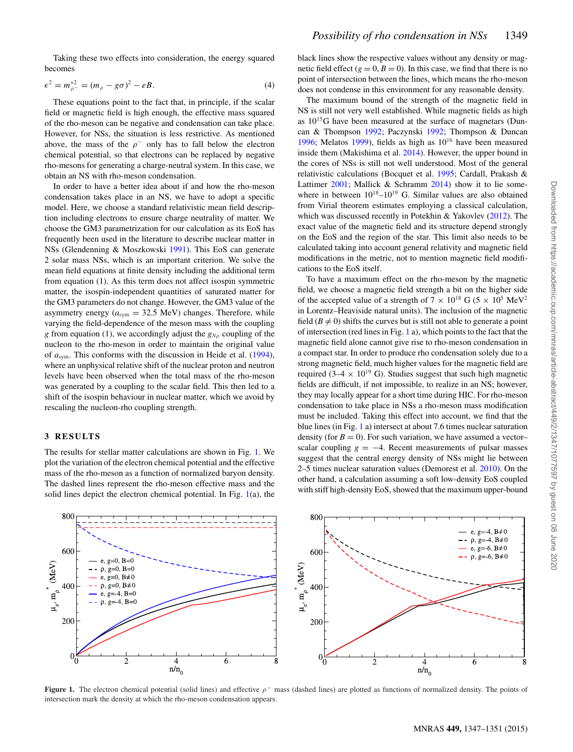Taking these two effects into consideration, the energy squared becomes

$$\epsilon^2 = m_{\rho^-}^{*2} = (m_\rho - g\sigma)^2 - eB. \tag{4}$$

These equations point to the fact that, in principle, if the scalar field or magnetic field is high enough, the effective mass squared of the rho-meson can be negative and condensation can take place. However, for NSs, the situation is less restrictive. As mentioned above, the mass of the $\rho^-$ only has to fall below the electron chemical potential, so that electrons can be replaced by negative rho-mesons for generating a charge-neutral system. In this case, we obtain an NS with rho-meson condensation.

In order to have a better idea about if and how the rho-meson condensation takes place in an NS, we have to adopt a specific model. Here, we choose a standard relativistic mean field description including electrons to ensure charge neutrality of matter. We choose the GM3 parametrization for our calculation as its EoS has frequently been used in the literature to describe nuclear matter in NSs (Glendenning & Moszkowski 1991). This EoS can generate 2 solar mass NSs, which is an important criterion. We solve the mean field equations at finite density including the additional term from equation (1). As this term does not affect isospin symmetric matter, the isospin-independent quantities of saturated matter for the GM3 parameters do not change. However, the GM3 value of the asymmetry energy ($a_{\rm sym}$ = 32.5 MeV) changes. Therefore, while varying the field-dependence of the meson mass with the coupling $g$ from equation (1), we accordingly adjust the $g_{N\rho}$ coupling of the nucleon to the rho-meson in order to maintain the original value of $a_{\rm sym}$. This conforms with the discussion in Heide et al. (1994), where an unphysical relative shift of the nuclear proton and neutron levels have been observed when the total mass of the rho-meson was generated by a coupling to the scalar field. This then led to a shift of the isospin behaviour in nuclear matter, which we avoid by rescaling the nucleon-rho coupling strength.

## 3 RESULTS

The results for stellar matter calculations are shown in Fig. 1. We plot the variation of the electron chemical potential and the effective mass of the rho-meson as a function of normalized baryon density. The dashed lines represent the rho-meson effective mass and the solid lines depict the electron chemical potential. In Fig. 1(a), the black lines show the respective values without any density or magnetic field effect ($g = 0$, $B = 0$). In this case, we find that there is no point of intersection between the lines, which means the rho-meson does not condense in this environment for any reasonable density.

The maximum bound of the strength of the magnetic field in NS is still not very well established. While magnetic fields as high as $10^{15}$G have been measured at the surface of magnetars (Duncan & Thompson 1992; Paczynski 1992; Thompson & Duncan 1996; Melatos 1999), fields as high as $10^{16}$ have been measured inside them (Makishima et al. 2014). However, the upper bound in the cores of NSs is still not well understood. Most of the general relativistic calculations (Bocquet et al. 1995; Cardall, Prakash & Lattimer 2001; Mallick & Schramm 2014) show it to lie somewhere in between $10^{18}$–$10^{19}$ G. Similar values are also obtained from Virial theorem estimates employing a classical calculation, which was discussed recently in Potekhin & Yakovlev (2012). The exact value of the magnetic field and its structure depend strongly on the EoS and the region of the star. This limit also needs to be calculated taking into account general relativity and magnetic field modifications in the metric, not to mention magnetic field modifications to the EoS itself.

To have a maximum effect on the rho-meson by the magnetic field, we choose a magnetic field strength a bit on the higher side of the accepted value of a strength of $7 \times 10^{18}$ G ($5 \times 10^5$ MeV$^2$ in Lorentz–Heaviside natural units). The inclusion of the magnetic field ($B \neq 0$) shifts the curves but is still not able to generate a point of intersection (red lines in Fig. 1 a), which points to the fact that the magnetic field alone cannot give rise to rho-meson condensation in a compact star. In order to produce rho condensation solely due to a strong magnetic field, much higher values for the magnetic field are required (3–4 $\times$ $10^{19}$ G). Studies suggest that such high magnetic fields are difficult, if not impossible, to realize in an NS; however, they may locally appear for a short time during HIC. For rho-meson condensation to take place in NSs a rho-meson mass modification must be included. Taking this effect into account, we find that the blue lines (in Fig. 1 a) intersect at about 7.6 times nuclear saturation density (for $B = 0$). For such variation, we have assumed a vector–scalar coupling $g = -4$. Recent measurements of pulsar masses suggest that the central energy density of NSs might lie between 2–5 times nuclear saturation values (Demorest et al. 2010). On the other hand, a calculation assuming a soft low-density EoS coupled with stiff high-density EoS, showed that the maximum upper-bound

**Figure 1.** The electron chemical potential (solid lines) and effective $\rho^-$ mass (dashed lines) are plotted as functions of normalized density. The points of intersection mark the density at which the rho-meson condensation appears.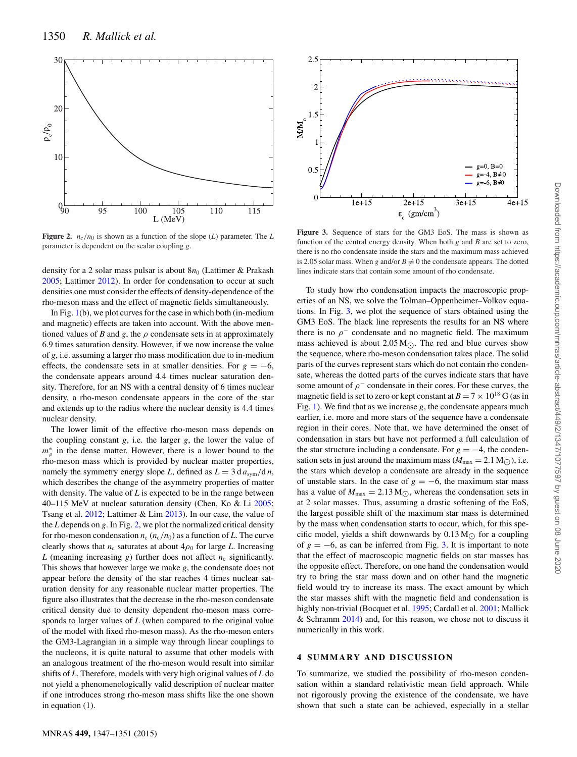**Figure 2.** $n_c/n_0$ is shown as a function of the slope ($L$) parameter. The $L$ parameter is dependent on the scalar coupling $g$.

density for a 2 solar mass pulsar is about $8n_0$ (Lattimer & Prakash 2005; Lattimer 2012). In order for condensation to occur at such densities one must consider the effects of density-dependence of the rho-meson mass and the effect of magnetic fields simultaneously.

In Fig. 1(b), we plot curves for the case in which both (in-medium and magnetic) effects are taken into account. With the above mentioned values of $B$ and $g$, the $\rho$ condensate sets in at approximately 6.9 times saturation density. However, if we now increase the value of $g$, i.e. assuming a larger rho mass modification due to in-medium effects, the condensate sets in at smaller densities. For $g = -6$, the condensate appears around 4.4 times nuclear saturation density. Therefore, for an NS with a central density of 6 times nuclear density, a rho-meson condensate appears in the core of the star and extends up to the radius where the nuclear density is 4.4 times nuclear density.

The lower limit of the effective rho-meson mass depends on the coupling constant $g$, i.e. the larger $g$, the lower the value of $m^*_\rho$ in the dense matter. However, there is a lower bound to the rho-meson mass which is provided by nuclear matter properties, namely the symmetry energy slope $L$, defined as $L = 3\,\mathrm{d}\,a_{\mathrm{sym}}/\mathrm{d}\,n$, which describes the change of the asymmetry properties of matter with density. The value of $L$ is expected to be in the range between 40–115 MeV at nuclear saturation density (Chen, Ko & Li 2005; Tsang et al. 2012; Lattimer & Lim 2013). In our case, the value of the $L$ depends on $g$. In Fig. 2, we plot the normalized critical density for rho-meson condensation $n_c$ ($n_c/n_0$) as a function of $L$. The curve clearly shows that $n_c$ saturates at about $4\rho_0$ for large $L$. Increasing $L$ (meaning increasing $g$) further does not affect $n_c$ significantly. This shows that however large we make $g$, the condensate does not appear before the density of the star reaches 4 times nuclear saturation density for any reasonable nuclear matter properties. The figure also illustrates that the decrease in the rho-meson condensate critical density due to density dependent rho-meson mass corresponds to larger values of $L$ (when compared to the original value of the model with fixed rho-meson mass). As the rho-meson enters the GM3-Lagrangian in a simple way through linear couplings to the nucleons, it is quite natural to assume that other models with an analogous treatment of the rho-meson would result into similar shifts of $L$. Therefore, models with very high original values of $L$ do not yield a phenomenologically valid description of nuclear matter if one introduces strong rho-meson mass shifts like the one shown in equation (1).

**Figure 3.** Sequence of stars for the GM3 EoS. The mass is shown as function of the central energy density. When both $g$ and $B$ are set to zero, there is no rho condensate inside the stars and the maximum mass achieved is 2.05 solar mass. When $g$ and/or $B \neq 0$ the condensate appears. The dotted lines indicate stars that contain some amount of rho condensate.

To study how rho condensation impacts the macroscopic properties of an NS, we solve the Tolman–Oppenheimer–Volkov equations. In Fig. 3, we plot the sequence of stars obtained using the GM3 EoS. The black line represents the results for an NS where there is no $\rho^-$ condensate and no magnetic field. The maximum mass achieved is about $2.05\,\mathrm{M}_\odot$. The red and blue curves show the sequence, where rho-meson condensation takes place. The solid parts of the curves represent stars which do not contain rho condensate, whereas the dotted parts of the curves indicate stars that have some amount of $\rho^-$ condensate in their cores. For these curves, the magnetic field is set to zero or kept constant at $B = 7 \times 10^{18}$ G (as in Fig. 1). We find that as we increase $g$, the condensate appears much earlier, i.e. more and more stars of the sequence have a condensate region in their cores. Note that, we have determined the onset of condensation in stars but have not performed a full calculation of the star structure including a condensate. For $g = -4$, the condensation sets in just around the maximum mass ($M_{\max} = 2.1\,\mathrm{M}_\odot$), i.e. the stars which develop a condensate are already in the sequence of unstable stars. In the case of $g = -6$, the maximum star mass has a value of $M_{\max} = 2.13\,\mathrm{M}_\odot$, whereas the condensation sets in at 2 solar masses. Thus, assuming a drastic softening of the EoS, the largest possible shift of the maximum star mass is determined by the mass when condensation starts to occur, which, for this specific model, yields a shift downwards by $0.13\,\mathrm{M}_\odot$ for a coupling of $g = -6$, as can be inferred from Fig. 3. It is important to note that the effect of macroscopic magnetic fields on star masses has the opposite effect. Therefore, on one hand the condensation would try to bring the star mass down and on other hand the magnetic field would try to increase its mass. The exact amount by which the star masses shift with the magnetic field and condensation is highly non-trivial (Bocquet et al. 1995; Cardall et al. 2001; Mallick & Schramm 2014) and, for this reason, we chose not to discuss it numerically in this work.

## 4 SUMMARY AND DISCUSSION

To summarize, we studied the possibility of rho-meson condensation within a standard relativistic mean field approach. While not rigorously proving the existence of the condensate, we have shown that such a state can be achieved, especially in a stellar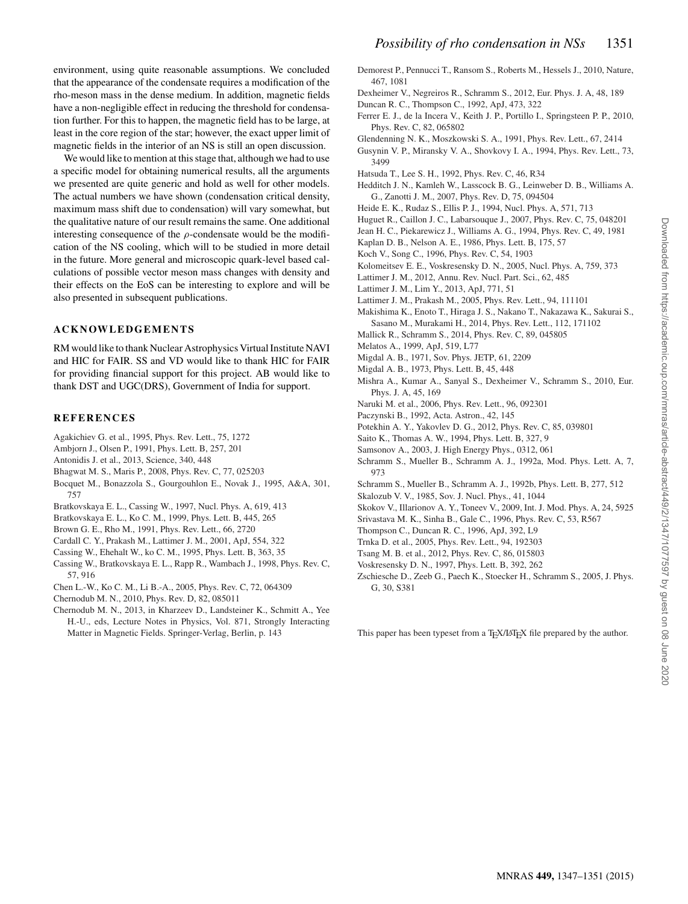environment, using quite reasonable assumptions. We concluded that the appearance of the condensate requires a modification of the rho-meson mass in the dense medium. In addition, magnetic fields have a non-negligible effect in reducing the threshold for condensation further. For this to happen, the magnetic field has to be large, at least in the core region of the star; however, the exact upper limit of magnetic fields in the interior of an NS is still an open discussion.

We would like to mention at this stage that, although we had to use a specific model for obtaining numerical results, all the arguments we presented are quite generic and hold as well for other models. The actual numbers we have shown (condensation critical density, maximum mass shift due to condensation) will vary somewhat, but the qualitative nature of our result remains the same. One additional interesting consequence of the $\rho$-condensate would be the modification of the NS cooling, which will to be studied in more detail in the future. More general and microscopic quark-level based calculations of possible vector meson mass changes with density and their effects on the EoS can be interesting to explore and will be also presented in subsequent publications.

## ACKNOWLEDGEMENTS

RM would like to thank Nuclear Astrophysics Virtual Institute NAVI and HIC for FAIR. SS and VD would like to thank HIC for FAIR for providing financial support for this project. AB would like to thank DST and UGC(DRS), Government of India for support.

## REFERENCES

Agakichiev G. et al., 1995, Phys. Rev. Lett., 75, 1272
Ambjorn J., Olsen P., 1991, Phys. Lett. B, 257, 201
Antonidis J. et al., 2013, Science, 340, 448
Bhagwat M. S., Maris P., 2008, Phys. Rev. C, 77, 025203
Bocquet M., Bonazzola S., Gourgouhlon E., Novak J., 1995, A&A, 301, 757
Bratkovskaya E. L., Cassing W., 1997, Nucl. Phys. A, 619, 413
Bratkovskaya E. L., Ko C. M., 1999, Phys. Lett. B, 445, 265
Brown G. E., Rho M., 1991, Phys. Rev. Lett., 66, 2720
Cardall C. Y., Prakash M., Lattimer J. M., 2001, ApJ, 554, 322
Cassing W., Ehehalt W., ko C. M., 1995, Phys. Lett. B, 363, 35
Cassing W., Bratkovskaya E. L., Rapp R., Wambach J., 1998, Phys. Rev. C, 57, 916
Chen L.-W., Ko C. M., Li B.-A., 2005, Phys. Rev. C, 72, 064309
Chernodub M. N., 2010, Phys. Rev. D, 82, 085011
Chernodub M. N., 2013, in Kharzeev D., Landsteiner K., Schmitt A., Yee H.-U., eds, Lecture Notes in Physics, Vol. 871, Strongly Interacting Matter in Magnetic Fields. Springer-Verlag, Berlin, p. 143
Demorest P., Pennucci T., Ransom S., Roberts M., Hessels J., 2010, Nature, 467, 1081
Dexheimer V., Negreiros R., Schramm S., 2012, Eur. Phys. J. A, 48, 189
Duncan R. C., Thompson C., 1992, ApJ, 473, 322
Ferrer E. J., de la Incera V., Keith J. P., Portillo I., Springsteen P. P., 2010, Phys. Rev. C, 82, 065802
Glendenning N. K., Moszkowski S. A., 1991, Phys. Rev. Lett., 67, 2414
Gusynin V. P., Miransky V. A., Shovkovy I. A., 1994, Phys. Rev. Lett., 73, 3499
Hatsuda T., Lee S. H., 1992, Phys. Rev. C, 46, R34
Hedditch J. N., Kamleh W., Lasscock B. G., Leinweber D. B., Williams A. G., Zanotti J. M., 2007, Phys. Rev. D, 75, 094504
Heide E. K., Rudaz S., Ellis P. J., 1994, Nucl. Phys. A, 571, 713
Huguet R., Caillon J. C., Labarsouque J., 2007, Phys. Rev. C, 75, 048201
Jean H. C., Piekarewicz J., Williams A. G., 1994, Phys. Rev. C, 49, 1981
Kaplan D. B., Nelson A. E., 1986, Phys. Lett. B, 175, 57
Koch V., Song C., 1996, Phys. Rev. C, 54, 1903
Kolomeitsev E. E., Voskresensky D. N., 2005, Nucl. Phys. A, 759, 373
Lattimer J. M., 2012, Annu. Rev. Nucl. Part. Sci., 62, 485
Lattimer J. M., Lim Y., 2013, ApJ, 771, 51
Lattimer J. M., Prakash M., 2005, Phys. Rev. Lett., 94, 111101
Makishima K., Enoto T., Hiraga J. S., Nakano T., Nakazawa K., Sakurai S., Sasano M., Murakami H., 2014, Phys. Rev. Lett., 112, 171102
Mallick R., Schramm S., 2014, Phys. Rev. C, 89, 045805
Melatos A., 1999, ApJ, 519, L77
Migdal A. B., 1971, Sov. Phys. JETP, 61, 2209
Migdal A. B., 1973, Phys. Lett. B, 45, 448
Mishra A., Kumar A., Sanyal S., Dexheimer V., Schramm S., 2010, Eur. Phys. J. A, 45, 169
Naruki M. et al., 2006, Phys. Rev. Lett., 96, 092301
Paczynski B., 1992, Acta. Astron., 42, 145
Potekhin A. Y., Yakovlev D. G., 2012, Phys. Rev. C, 85, 039801
Saito K., Thomas A. W., 1994, Phys. Lett. B, 327, 9
Samsonov A., 2003, J. High Energy Phys., 0312, 061
Schramm S., Mueller B., Schramm A. J., 1992a, Mod. Phys. Lett. A, 7, 973
Schramm S., Mueller B., Schramm A. J., 1992b, Phys. Lett. B, 277, 512
Skalozub V. V., 1985, Sov. J. Nucl. Phys., 41, 1044
Skokov V., Illarionov A. Y., Toneev V., 2009, Int. J. Mod. Phys. A, 24, 5925
Srivastava M. K., Sinha B., Gale C., 1996, Phys. Rev. C, 53, R567
Thompson C., Duncan R. C., 1996, ApJ, 392, L9
Trnka D. et al., 2005, Phys. Rev. Lett., 94, 192303
Tsang M. B. et al., 2012, Phys. Rev. C, 86, 015803
Voskresensky D. N., 1997, Phys. Lett. B, 392, 262
Zschiesche D., Zeeb G., Paech K., Stoecker H., Schramm S., 2005, J. Phys. G, 30, S381

This paper has been typeset from a TEX/LATEX file prepared by the author.